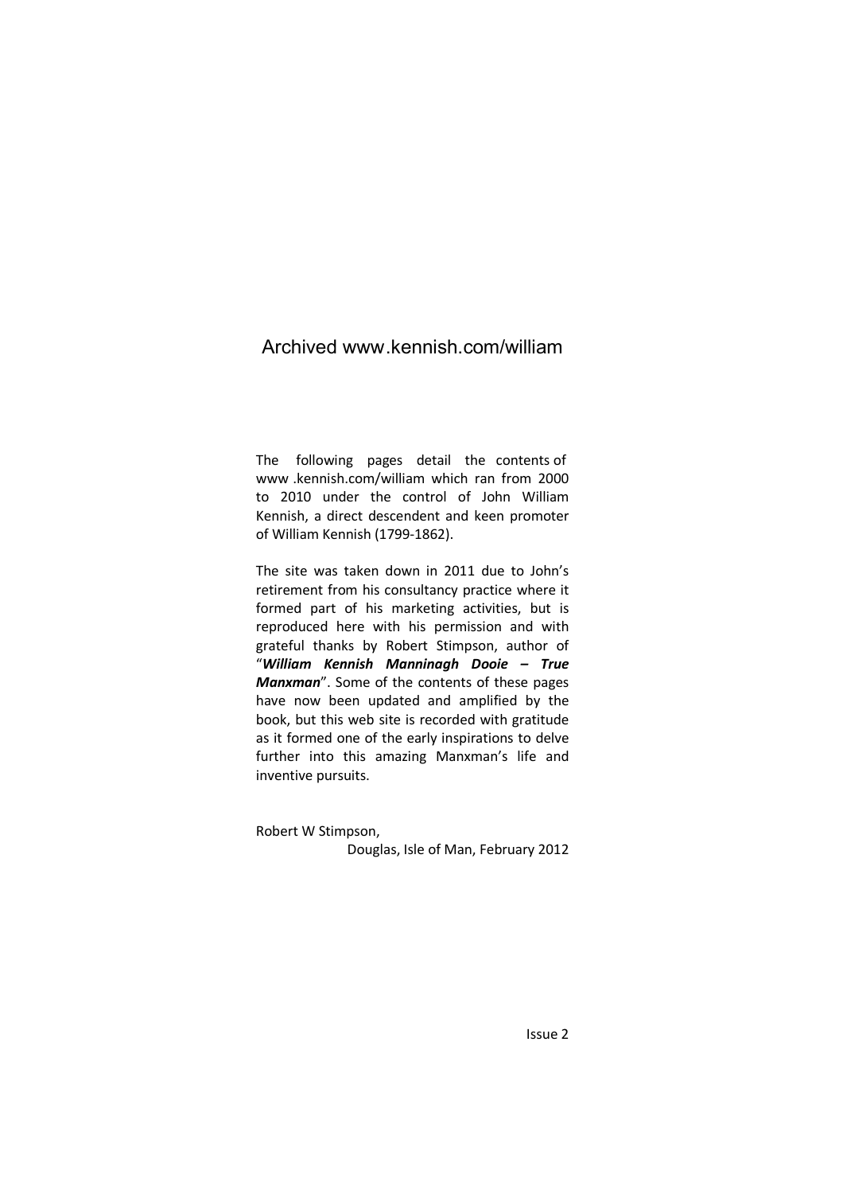# Archived www.kennish.com/william

The following pages detail the contents of www .kennish.com/william which ran from 2000 to 2010 under the control of John William Kennish, a direct descendent and keen promoter of William Kennish (1799-1862).

The site was taken down in 2011 due to John's retirement from his consultancy practice where it formed part of his marketing activities, but is reproduced here with his permission and with grateful thanks by Robert Stimpson, author of "***William Kennish Manninagh Dooie – True Manxman***". Some of the contents of these pages have now been updated and amplified by the book, but this web site is recorded with gratitude as it formed one of the early inspirations to delve further into this amazing Manxman's life and inventive pursuits.

Robert W Stimpson,
Douglas, Isle of Man, February 2012

Issue 2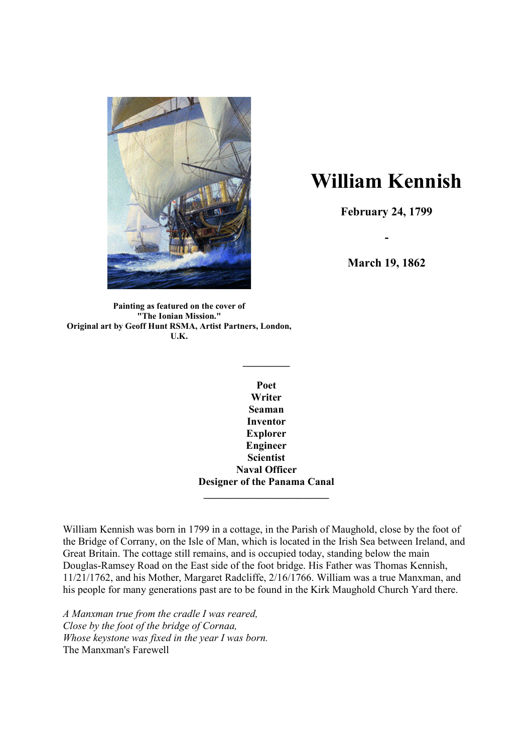**Painting as featured on the cover of "The Ionian Mission." Original art by Geoff Hunt RSMA, Artist Partners, London, U.K.**

# William Kennish

**February 24, 1799**

**-**

**March 19, 1862**

---

**Poet**
**Writer**
**Seaman**
**Inventor**
**Explorer**
**Engineer**
**Scientist**
**Naval Officer**
**Designer of the Panama Canal**

---

William Kennish was born in 1799 in a cottage, in the Parish of Maughold, close by the foot of the Bridge of Corrany, on the Isle of Man, which is located in the Irish Sea between Ireland, and Great Britain. The cottage still remains, and is occupied today, standing below the main Douglas-Ramsey Road on the East side of the foot bridge. His Father was Thomas Kennish, 11/21/1762, and his Mother, Margaret Radcliffe, 2/16/1766. William was a true Manxman, and his people for many generations past are to be found in the Kirk Maughold Church Yard there.

*A Manxman true from the cradle I was reared,*
*Close by the foot of the bridge of Cornaa,*
*Whose keystone was fixed in the year I was born.*
The Manxman's Farewell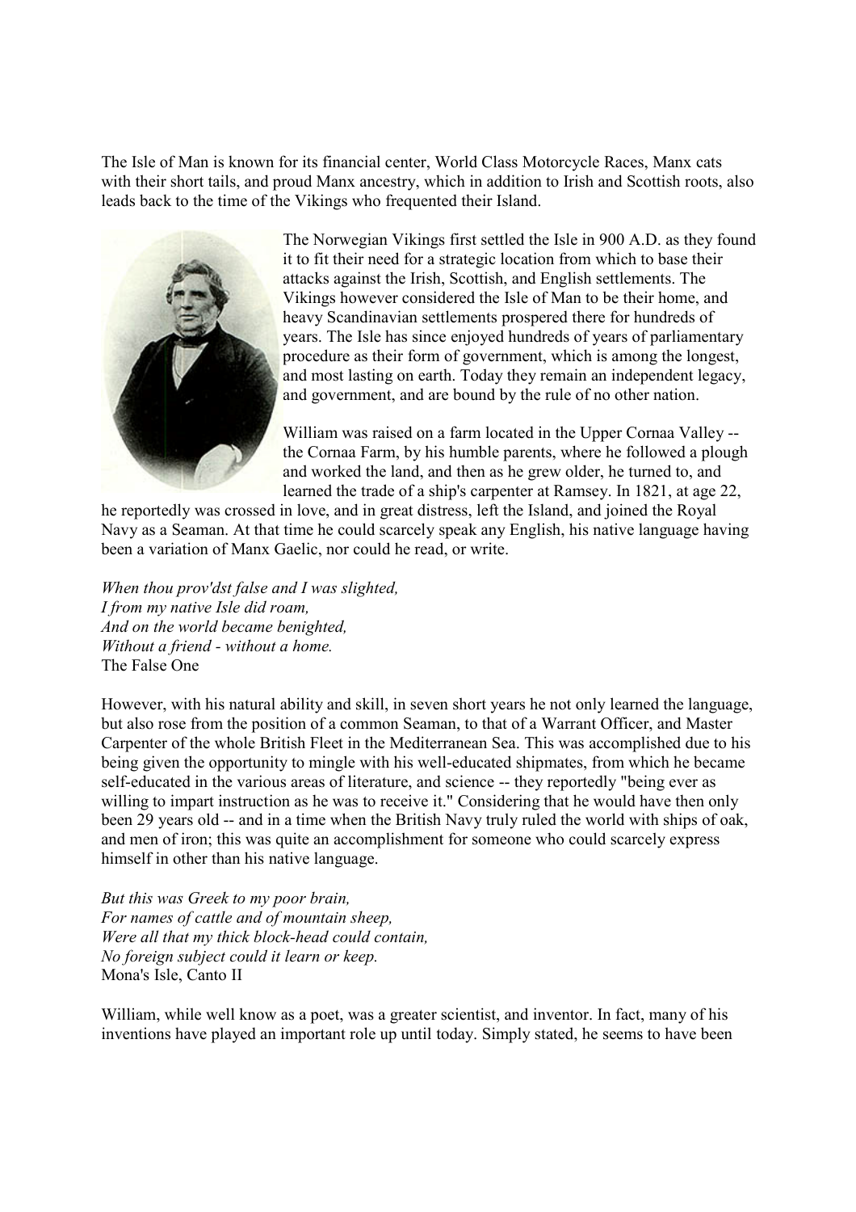The Isle of Man is known for its financial center, World Class Motorcycle Races, Manx cats with their short tails, and proud Manx ancestry, which in addition to Irish and Scottish roots, also leads back to the time of the Vikings who frequented their Island.

The Norwegian Vikings first settled the Isle in 900 A.D. as they found it to fit their need for a strategic location from which to base their attacks against the Irish, Scottish, and English settlements. The Vikings however considered the Isle of Man to be their home, and heavy Scandinavian settlements prospered there for hundreds of years. The Isle has since enjoyed hundreds of years of parliamentary procedure as their form of government, which is among the longest, and most lasting on earth. Today they remain an independent legacy, and government, and are bound by the rule of no other nation.

William was raised on a farm located in the Upper Cornaa Valley -- the Cornaa Farm, by his humble parents, where he followed a plough and worked the land, and then as he grew older, he turned to, and learned the trade of a ship's carpenter at Ramsey. In 1821, at age 22, he reportedly was crossed in love, and in great distress, left the Island, and joined the Royal Navy as a Seaman. At that time he could scarcely speak any English, his native language having been a variation of Manx Gaelic, nor could he read, or write.

*When thou prov'dst false and I was slighted,*
*I from my native Isle did roam,*
*And on the world became benighted,*
*Without a friend - without a home.*
The False One

However, with his natural ability and skill, in seven short years he not only learned the language, but also rose from the position of a common Seaman, to that of a Warrant Officer, and Master Carpenter of the whole British Fleet in the Mediterranean Sea. This was accomplished due to his being given the opportunity to mingle with his well-educated shipmates, from which he became self-educated in the various areas of literature, and science -- they reportedly "being ever as willing to impart instruction as he was to receive it." Considering that he would have then only been 29 years old -- and in a time when the British Navy truly ruled the world with ships of oak, and men of iron; this was quite an accomplishment for someone who could scarcely express himself in other than his native language.

*But this was Greek to my poor brain,*
*For names of cattle and of mountain sheep,*
*Were all that my thick block-head could contain,*
*No foreign subject could it learn or keep.*
Mona's Isle, Canto II

William, while well know as a poet, was a greater scientist, and inventor. In fact, many of his inventions have played an important role up until today. Simply stated, he seems to have been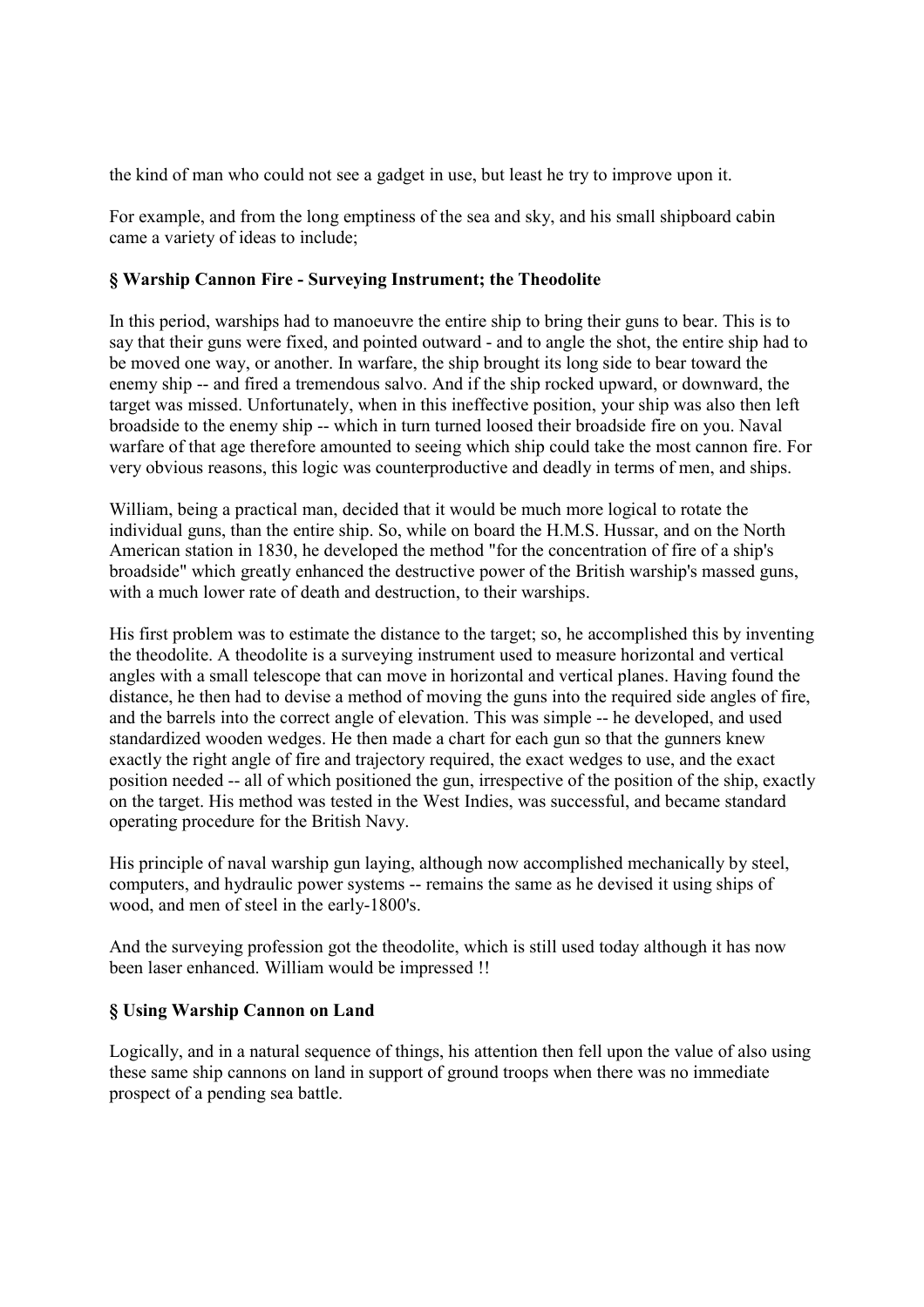the kind of man who could not see a gadget in use, but least he try to improve upon it.

For example, and from the long emptiness of the sea and sky, and his small shipboard cabin came a variety of ideas to include;

### § Warship Cannon Fire - Surveying Instrument; the Theodolite

In this period, warships had to manoeuvre the entire ship to bring their guns to bear. This is to say that their guns were fixed, and pointed outward - and to angle the shot, the entire ship had to be moved one way, or another. In warfare, the ship brought its long side to bear toward the enemy ship -- and fired a tremendous salvo. And if the ship rocked upward, or downward, the target was missed. Unfortunately, when in this ineffective position, your ship was also then left broadside to the enemy ship -- which in turn turned loosed their broadside fire on you. Naval warfare of that age therefore amounted to seeing which ship could take the most cannon fire. For very obvious reasons, this logic was counterproductive and deadly in terms of men, and ships.

William, being a practical man, decided that it would be much more logical to rotate the individual guns, than the entire ship. So, while on board the H.M.S. Hussar, and on the North American station in 1830, he developed the method "for the concentration of fire of a ship's broadside" which greatly enhanced the destructive power of the British warship's massed guns, with a much lower rate of death and destruction, to their warships.

His first problem was to estimate the distance to the target; so, he accomplished this by inventing the theodolite. A theodolite is a surveying instrument used to measure horizontal and vertical angles with a small telescope that can move in horizontal and vertical planes. Having found the distance, he then had to devise a method of moving the guns into the required side angles of fire, and the barrels into the correct angle of elevation. This was simple -- he developed, and used standardized wooden wedges. He then made a chart for each gun so that the gunners knew exactly the right angle of fire and trajectory required, the exact wedges to use, and the exact position needed -- all of which positioned the gun, irrespective of the position of the ship, exactly on the target. His method was tested in the West Indies, was successful, and became standard operating procedure for the British Navy.

His principle of naval warship gun laying, although now accomplished mechanically by steel, computers, and hydraulic power systems -- remains the same as he devised it using ships of wood, and men of steel in the early-1800's.

And the surveying profession got the theodolite, which is still used today although it has now been laser enhanced. William would be impressed !!

### § Using Warship Cannon on Land

Logically, and in a natural sequence of things, his attention then fell upon the value of also using these same ship cannons on land in support of ground troops when there was no immediate prospect of a pending sea battle.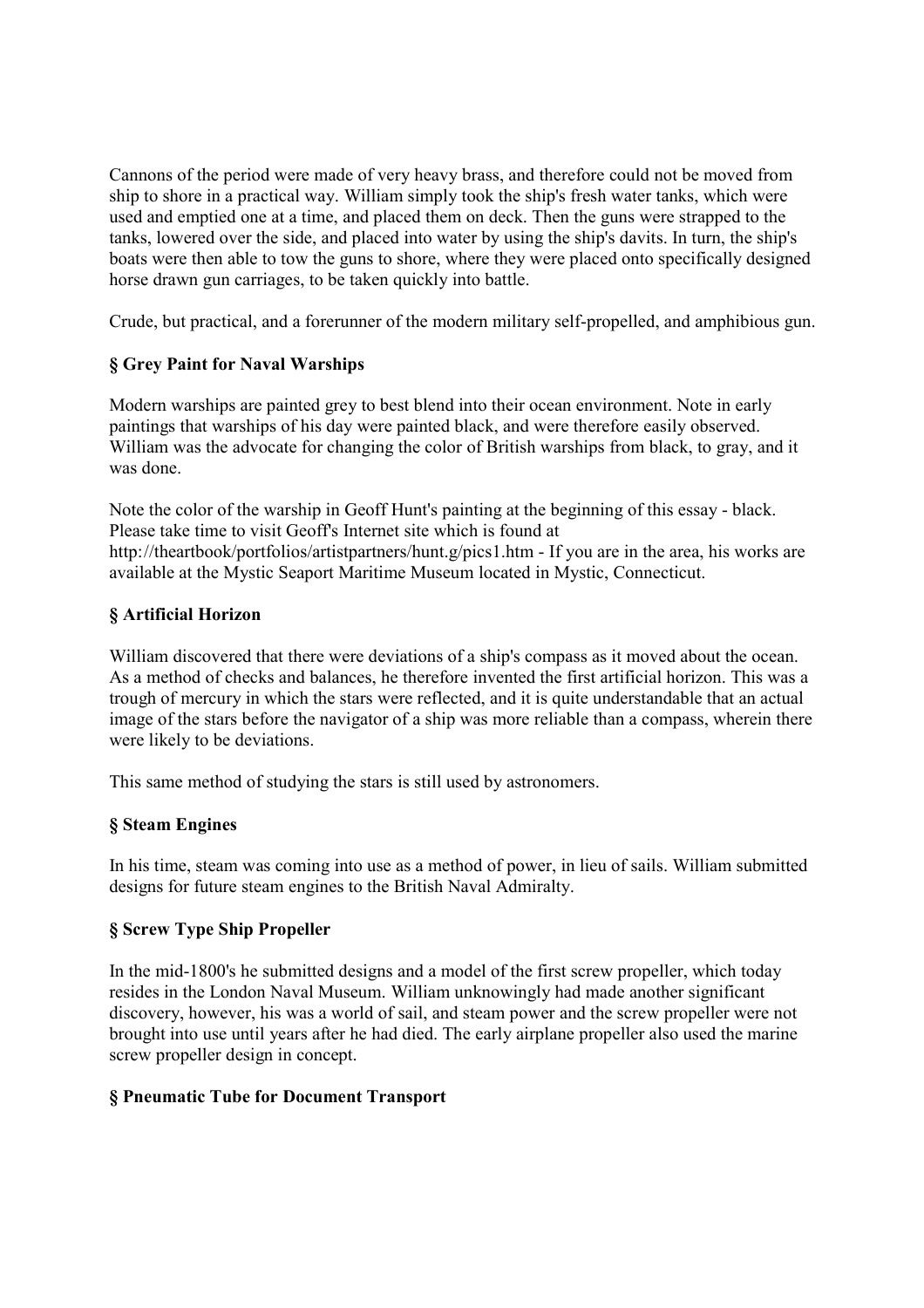Cannons of the period were made of very heavy brass, and therefore could not be moved from ship to shore in a practical way. William simply took the ship's fresh water tanks, which were used and emptied one at a time, and placed them on deck. Then the guns were strapped to the tanks, lowered over the side, and placed into water by using the ship's davits. In turn, the ship's boats were then able to tow the guns to shore, where they were placed onto specifically designed horse drawn gun carriages, to be taken quickly into battle.

Crude, but practical, and a forerunner of the modern military self-propelled, and amphibious gun.

### § Grey Paint for Naval Warships

Modern warships are painted grey to best blend into their ocean environment. Note in early paintings that warships of his day were painted black, and were therefore easily observed. William was the advocate for changing the color of British warships from black, to gray, and it was done.

Note the color of the warship in Geoff Hunt's painting at the beginning of this essay - black. Please take time to visit Geoff's Internet site which is found at http://theartbook/portfolios/artistpartners/hunt.g/pics1.htm - If you are in the area, his works are available at the Mystic Seaport Maritime Museum located in Mystic, Connecticut.

### § Artificial Horizon

William discovered that there were deviations of a ship's compass as it moved about the ocean. As a method of checks and balances, he therefore invented the first artificial horizon. This was a trough of mercury in which the stars were reflected, and it is quite understandable that an actual image of the stars before the navigator of a ship was more reliable than a compass, wherein there were likely to be deviations.

This same method of studying the stars is still used by astronomers.

### § Steam Engines

In his time, steam was coming into use as a method of power, in lieu of sails. William submitted designs for future steam engines to the British Naval Admiralty.

### § Screw Type Ship Propeller

In the mid-1800's he submitted designs and a model of the first screw propeller, which today resides in the London Naval Museum. William unknowingly had made another significant discovery, however, his was a world of sail, and steam power and the screw propeller were not brought into use until years after he had died. The early airplane propeller also used the marine screw propeller design in concept.

### § Pneumatic Tube for Document Transport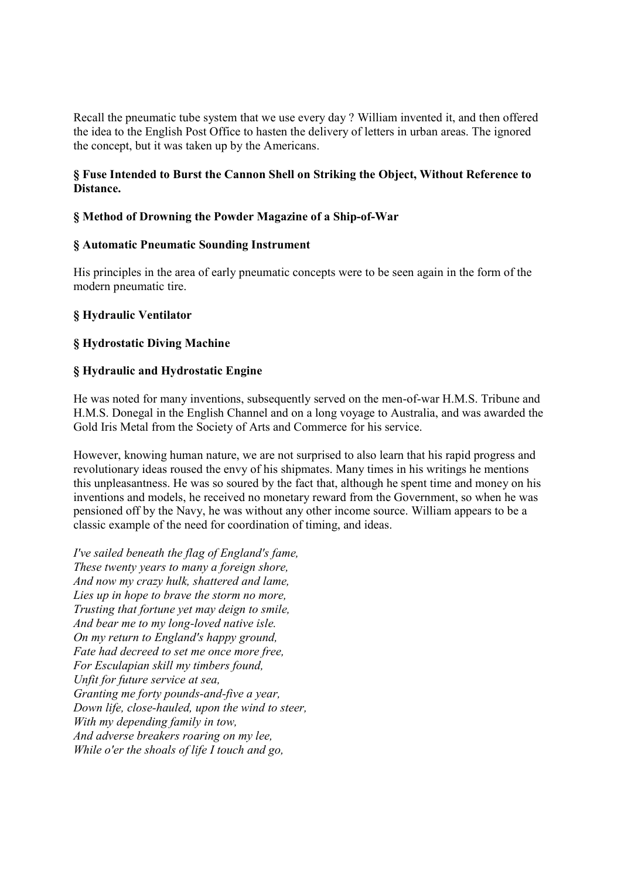Recall the pneumatic tube system that we use every day ? William invented it, and then offered the idea to the English Post Office to hasten the delivery of letters in urban areas. The ignored the concept, but it was taken up by the Americans.

**§ Fuse Intended to Burst the Cannon Shell on Striking the Object, Without Reference to Distance.**

**§ Method of Drowning the Powder Magazine of a Ship-of-War**

**§ Automatic Pneumatic Sounding Instrument**

His principles in the area of early pneumatic concepts were to be seen again in the form of the modern pneumatic tire.

**§ Hydraulic Ventilator**

**§ Hydrostatic Diving Machine**

**§ Hydraulic and Hydrostatic Engine**

He was noted for many inventions, subsequently served on the men-of-war H.M.S. Tribune and H.M.S. Donegal in the English Channel and on a long voyage to Australia, and was awarded the Gold Iris Metal from the Society of Arts and Commerce for his service.

However, knowing human nature, we are not surprised to also learn that his rapid progress and revolutionary ideas roused the envy of his shipmates. Many times in his writings he mentions this unpleasantness. He was so soured by the fact that, although he spent time and money on his inventions and models, he received no monetary reward from the Government, so when he was pensioned off by the Navy, he was without any other income source. William appears to be a classic example of the need for coordination of timing, and ideas.

*I've sailed beneath the flag of England's fame,*
*These twenty years to many a foreign shore,*
*And now my crazy hulk, shattered and lame,*
*Lies up in hope to brave the storm no more,*
*Trusting that fortune yet may deign to smile,*
*And bear me to my long-loved native isle.*
*On my return to England's happy ground,*
*Fate had decreed to set me once more free,*
*For Esculapian skill my timbers found,*
*Unfit for future service at sea,*
*Granting me forty pounds-and-five a year,*
*Down life, close-hauled, upon the wind to steer,*
*With my depending family in tow,*
*And adverse breakers roaring on my lee,*
*While o'er the shoals of life I touch and go,*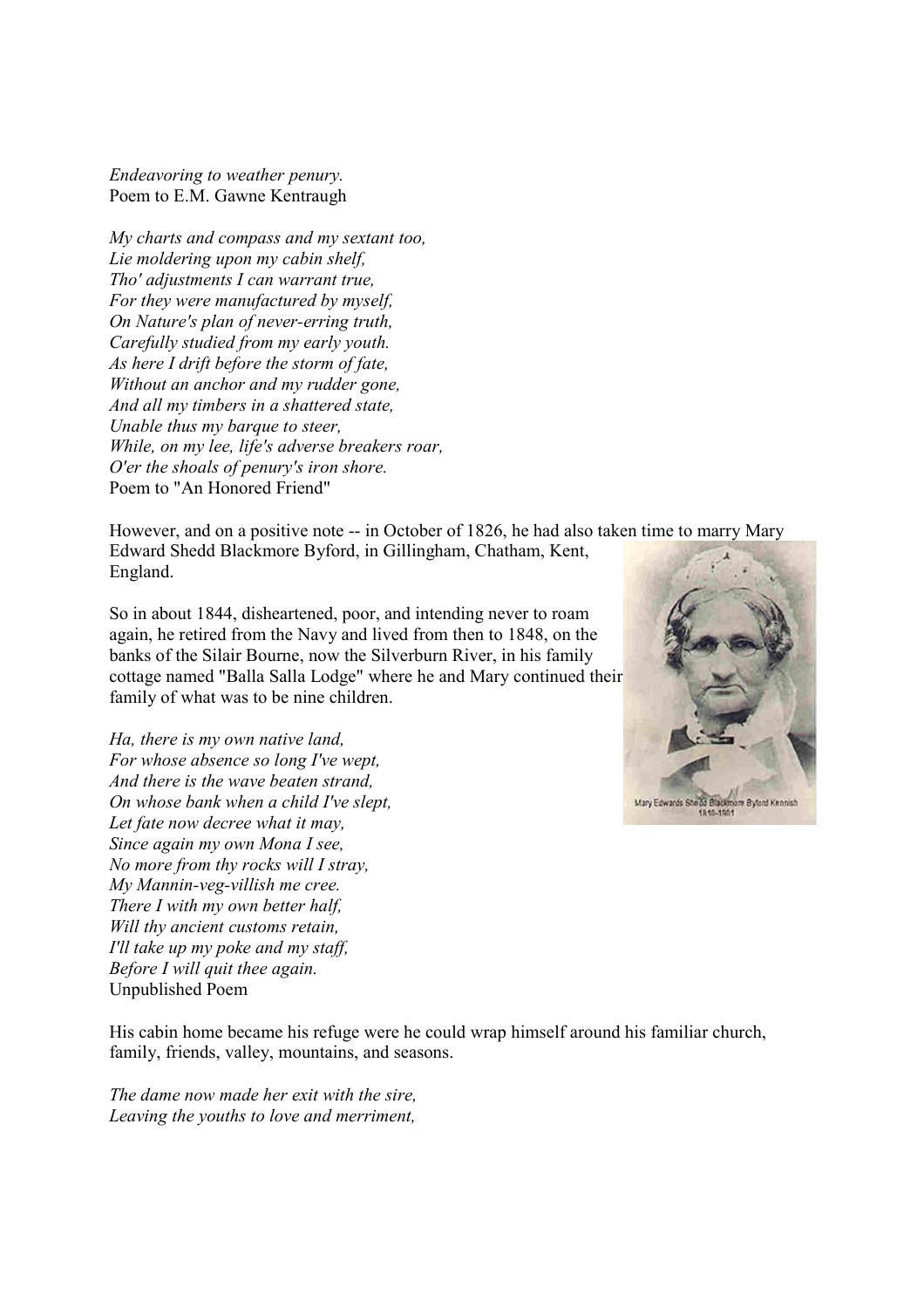*Endeavoring to weather penury.*
Poem to E.M. Gawne Kentraugh

*My charts and compass and my sextant too,*
*Lie moldering upon my cabin shelf,*
*Tho' adjustments I can warrant true,*
*For they were manufactured by myself,*
*On Nature's plan of never-erring truth,*
*Carefully studied from my early youth.*
*As here I drift before the storm of fate,*
*Without an anchor and my rudder gone,*
*And all my timbers in a shattered state,*
*Unable thus my barque to steer,*
*While, on my lee, life's adverse breakers roar,*
*O'er the shoals of penury's iron shore.*
Poem to "An Honored Friend"

However, and on a positive note -- in October of 1826, he had also taken time to marry Mary Edward Shedd Blackmore Byford, in Gillingham, Chatham, Kent, England.

So in about 1844, disheartened, poor, and intending never to roam again, he retired from the Navy and lived from then to 1848, on the banks of the Silair Bourne, now the Silverburn River, in his family cottage named "Balla Salla Lodge" where he and Mary continued their family of what was to be nine children.

Mary Edwards Shedd Blackmore Byford Kennish 1810-1901

*Ha, there is my own native land,*
*For whose absence so long I've wept,*
*And there is the wave beaten strand,*
*On whose bank when a child I've slept,*
*Let fate now decree what it may,*
*Since again my own Mona I see,*
*No more from thy rocks will I stray,*
*My Mannin-veg-villish me cree.*
*There I with my own better half,*
*Will thy ancient customs retain,*
*I'll take up my poke and my staff,*
*Before I will quit thee again.*
Unpublished Poem

His cabin home became his refuge were he could wrap himself around his familiar church, family, friends, valley, mountains, and seasons.

*The dame now made her exit with the sire,*
*Leaving the youths to love and merriment,*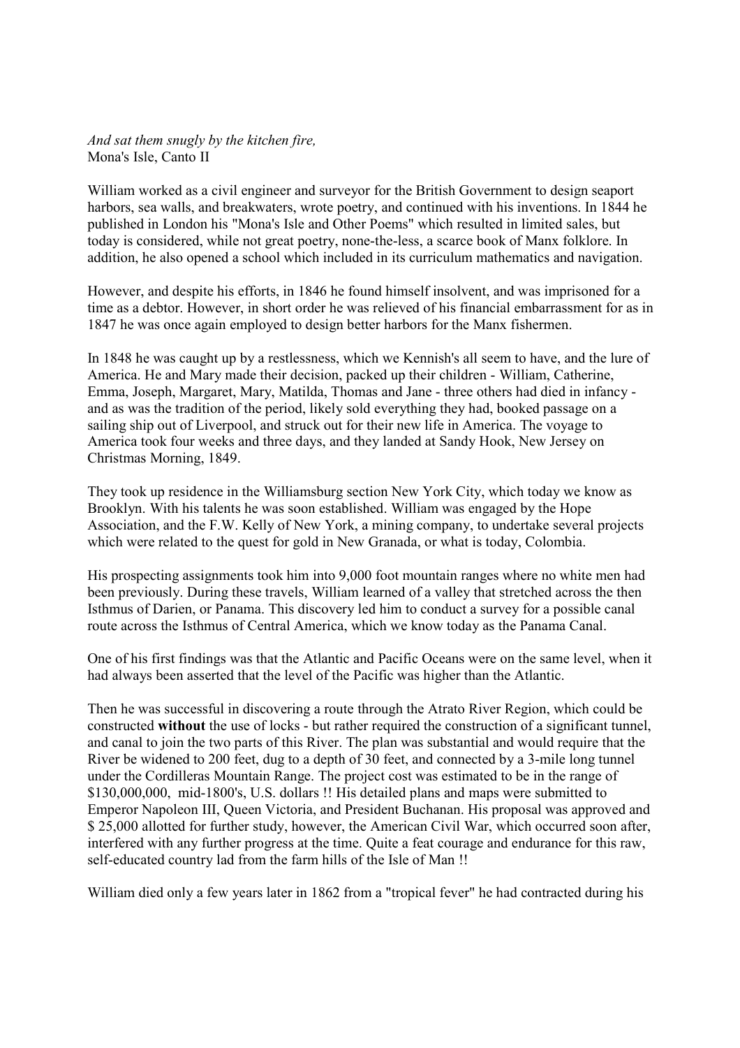*And sat them snugly by the kitchen fire,*
Mona's Isle, Canto II

William worked as a civil engineer and surveyor for the British Government to design seaport harbors, sea walls, and breakwaters, wrote poetry, and continued with his inventions. In 1844 he published in London his "Mona's Isle and Other Poems" which resulted in limited sales, but today is considered, while not great poetry, none-the-less, a scarce book of Manx folklore. In addition, he also opened a school which included in its curriculum mathematics and navigation.

However, and despite his efforts, in 1846 he found himself insolvent, and was imprisoned for a time as a debtor. However, in short order he was relieved of his financial embarrassment for as in 1847 he was once again employed to design better harbors for the Manx fishermen.

In 1848 he was caught up by a restlessness, which we Kennish's all seem to have, and the lure of America. He and Mary made their decision, packed up their children - William, Catherine, Emma, Joseph, Margaret, Mary, Matilda, Thomas and Jane - three others had died in infancy - and as was the tradition of the period, likely sold everything they had, booked passage on a sailing ship out of Liverpool, and struck out for their new life in America. The voyage to America took four weeks and three days, and they landed at Sandy Hook, New Jersey on Christmas Morning, 1849.

They took up residence in the Williamsburg section New York City, which today we know as Brooklyn. With his talents he was soon established. William was engaged by the Hope Association, and the F.W. Kelly of New York, a mining company, to undertake several projects which were related to the quest for gold in New Granada, or what is today, Colombia.

His prospecting assignments took him into 9,000 foot mountain ranges where no white men had been previously. During these travels, William learned of a valley that stretched across the then Isthmus of Darien, or Panama. This discovery led him to conduct a survey for a possible canal route across the Isthmus of Central America, which we know today as the Panama Canal.

One of his first findings was that the Atlantic and Pacific Oceans were on the same level, when it had always been asserted that the level of the Pacific was higher than the Atlantic.

Then he was successful in discovering a route through the Atrato River Region, which could be constructed **without** the use of locks - but rather required the construction of a significant tunnel, and canal to join the two parts of this River. The plan was substantial and would require that the River be widened to 200 feet, dug to a depth of 30 feet, and connected by a 3-mile long tunnel under the Cordilleras Mountain Range. The project cost was estimated to be in the range of $130,000,000, mid-1800's, U.S. dollars !! His detailed plans and maps were submitted to Emperor Napoleon III, Queen Victoria, and President Buchanan. His proposal was approved and $ 25,000 allotted for further study, however, the American Civil War, which occurred soon after, interfered with any further progress at the time. Quite a feat courage and endurance for this raw, self-educated country lad from the farm hills of the Isle of Man !!

William died only a few years later in 1862 from a "tropical fever" he had contracted during his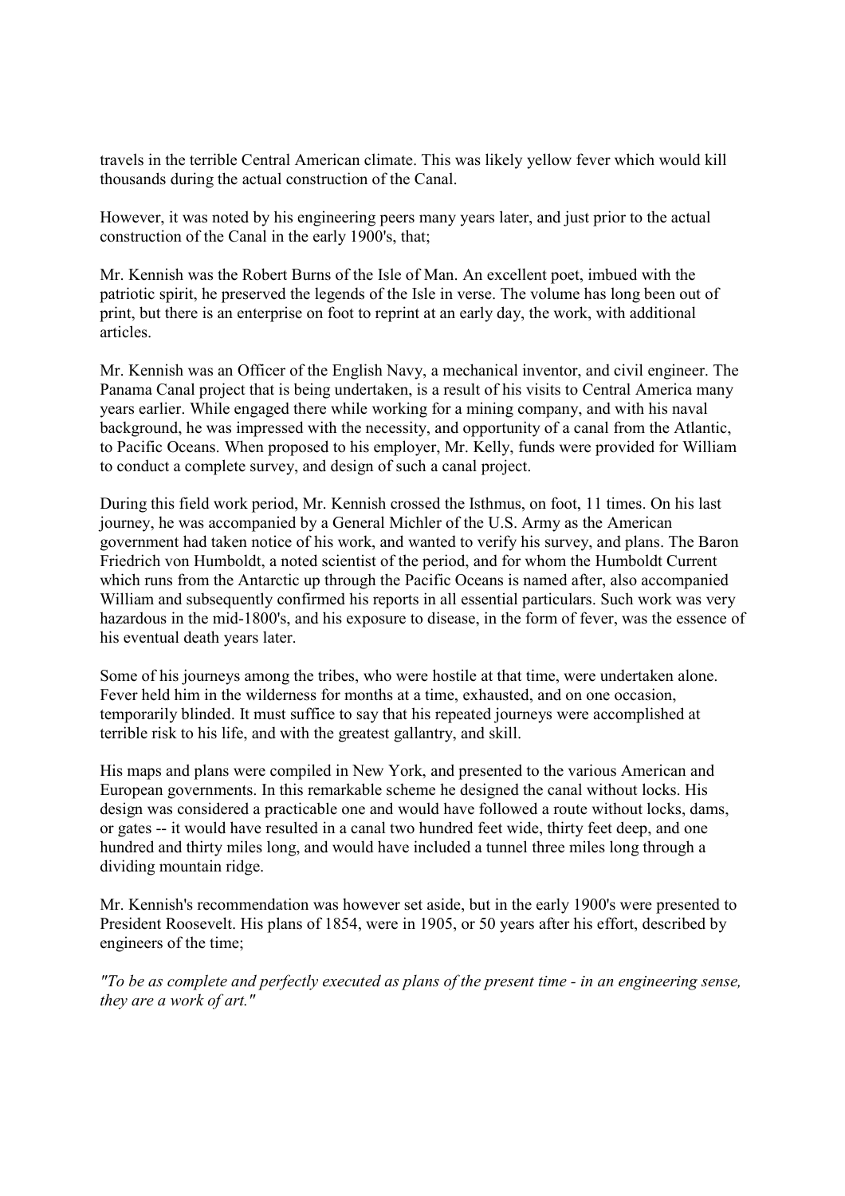travels in the terrible Central American climate. This was likely yellow fever which would kill thousands during the actual construction of the Canal.

However, it was noted by his engineering peers many years later, and just prior to the actual construction of the Canal in the early 1900's, that;

Mr. Kennish was the Robert Burns of the Isle of Man. An excellent poet, imbued with the patriotic spirit, he preserved the legends of the Isle in verse. The volume has long been out of print, but there is an enterprise on foot to reprint at an early day, the work, with additional articles.

Mr. Kennish was an Officer of the English Navy, a mechanical inventor, and civil engineer. The Panama Canal project that is being undertaken, is a result of his visits to Central America many years earlier. While engaged there while working for a mining company, and with his naval background, he was impressed with the necessity, and opportunity of a canal from the Atlantic, to Pacific Oceans. When proposed to his employer, Mr. Kelly, funds were provided for William to conduct a complete survey, and design of such a canal project.

During this field work period, Mr. Kennish crossed the Isthmus, on foot, 11 times. On his last journey, he was accompanied by a General Michler of the U.S. Army as the American government had taken notice of his work, and wanted to verify his survey, and plans. The Baron Friedrich von Humboldt, a noted scientist of the period, and for whom the Humboldt Current which runs from the Antarctic up through the Pacific Oceans is named after, also accompanied William and subsequently confirmed his reports in all essential particulars. Such work was very hazardous in the mid-1800's, and his exposure to disease, in the form of fever, was the essence of his eventual death years later.

Some of his journeys among the tribes, who were hostile at that time, were undertaken alone. Fever held him in the wilderness for months at a time, exhausted, and on one occasion, temporarily blinded. It must suffice to say that his repeated journeys were accomplished at terrible risk to his life, and with the greatest gallantry, and skill.

His maps and plans were compiled in New York, and presented to the various American and European governments. In this remarkable scheme he designed the canal without locks. His design was considered a practicable one and would have followed a route without locks, dams, or gates -- it would have resulted in a canal two hundred feet wide, thirty feet deep, and one hundred and thirty miles long, and would have included a tunnel three miles long through a dividing mountain ridge.

Mr. Kennish's recommendation was however set aside, but in the early 1900's were presented to President Roosevelt. His plans of 1854, were in 1905, or 50 years after his effort, described by engineers of the time;

*"To be as complete and perfectly executed as plans of the present time - in an engineering sense, they are a work of art."*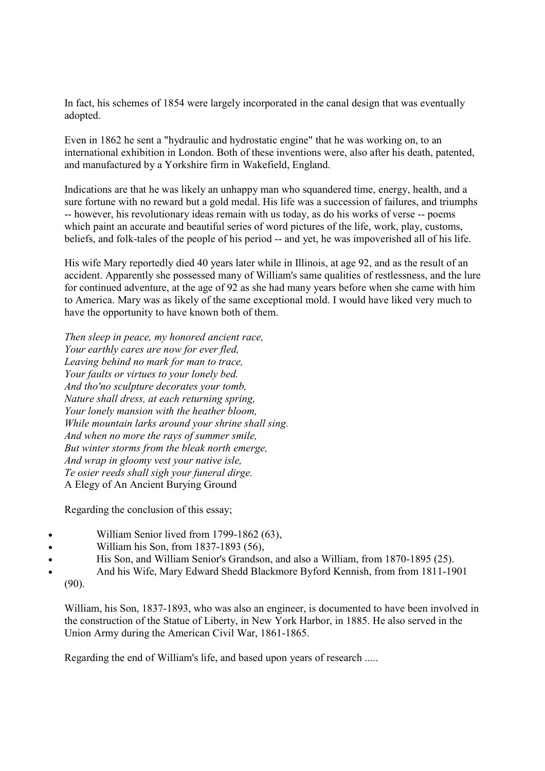In fact, his schemes of 1854 were largely incorporated in the canal design that was eventually adopted.

Even in 1862 he sent a "hydraulic and hydrostatic engine" that he was working on, to an international exhibition in London. Both of these inventions were, also after his death, patented, and manufactured by a Yorkshire firm in Wakefield, England.

Indications are that he was likely an unhappy man who squandered time, energy, health, and a sure fortune with no reward but a gold medal. His life was a succession of failures, and triumphs -- however, his revolutionary ideas remain with us today, as do his works of verse -- poems which paint an accurate and beautiful series of word pictures of the life, work, play, customs, beliefs, and folk-tales of the people of his period -- and yet, he was impoverished all of his life.

His wife Mary reportedly died 40 years later while in Illinois, at age 92, and as the result of an accident. Apparently she possessed many of William's same qualities of restlessness, and the lure for continued adventure, at the age of 92 as she had many years before when she came with him to America. Mary was as likely of the same exceptional mold. I would have liked very much to have the opportunity to have known both of them.

*Then sleep in peace, my honored ancient race,*
*Your earthly cares are now for ever fled,*
*Leaving behind no mark for man to trace,*
*Your faults or virtues to your lonely bed.*
*And tho'no sculpture decorates your tomb,*
*Nature shall dress, at each returning spring,*
*Your lonely mansion with the heather bloom,*
*While mountain larks around your shrine shall sing.*
*And when no more the rays of summer smile,*
*But winter storms from the bleak north emerge,*
*And wrap in gloomy vest your native isle,*
*Te osier reeds shall sigh your funeral dirge.*
A Elegy of An Ancient Burying Ground

Regarding the conclusion of this essay;

- William Senior lived from 1799-1862 (63),
- William his Son, from 1837-1893 (56),
- His Son, and William Senior's Grandson, and also a William, from 1870-1895 (25).
- And his Wife, Mary Edward Shedd Blackmore Byford Kennish, from from 1811-1901 (90).

William, his Son, 1837-1893, who was also an engineer, is documented to have been involved in the construction of the Statue of Liberty, in New York Harbor, in 1885. He also served in the Union Army during the American Civil War, 1861-1865.

Regarding the end of William's life, and based upon years of research .....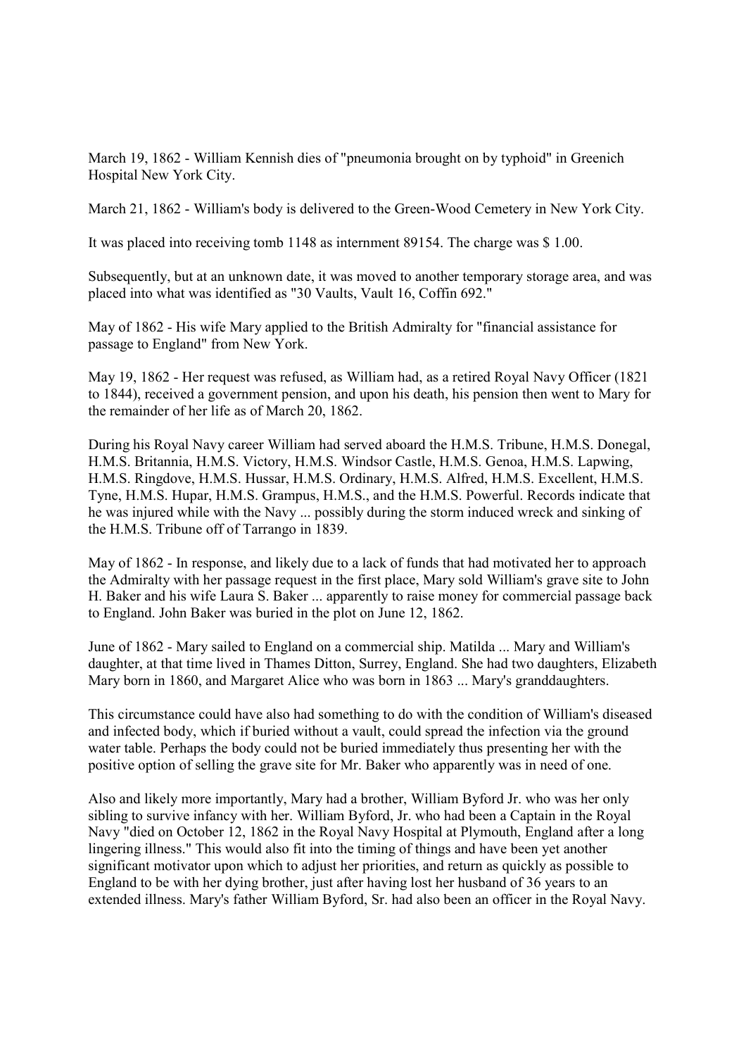March 19, 1862 - William Kennish dies of "pneumonia brought on by typhoid" in Greenich Hospital New York City.

March 21, 1862 - William's body is delivered to the Green-Wood Cemetery in New York City.

It was placed into receiving tomb 1148 as internment 89154. The charge was $ 1.00.

Subsequently, but at an unknown date, it was moved to another temporary storage area, and was placed into what was identified as "30 Vaults, Vault 16, Coffin 692."

May of 1862 - His wife Mary applied to the British Admiralty for "financial assistance for passage to England" from New York.

May 19, 1862 - Her request was refused, as William had, as a retired Royal Navy Officer (1821 to 1844), received a government pension, and upon his death, his pension then went to Mary for the remainder of her life as of March 20, 1862.

During his Royal Navy career William had served aboard the H.M.S. Tribune, H.M.S. Donegal, H.M.S. Britannia, H.M.S. Victory, H.M.S. Windsor Castle, H.M.S. Genoa, H.M.S. Lapwing, H.M.S. Ringdove, H.M.S. Hussar, H.M.S. Ordinary, H.M.S. Alfred, H.M.S. Excellent, H.M.S. Tyne, H.M.S. Hupar, H.M.S. Grampus, H.M.S., and the H.M.S. Powerful. Records indicate that he was injured while with the Navy ... possibly during the storm induced wreck and sinking of the H.M.S. Tribune off of Tarrango in 1839.

May of 1862 - In response, and likely due to a lack of funds that had motivated her to approach the Admiralty with her passage request in the first place, Mary sold William's grave site to John H. Baker and his wife Laura S. Baker ... apparently to raise money for commercial passage back to England. John Baker was buried in the plot on June 12, 1862.

June of 1862 - Mary sailed to England on a commercial ship. Matilda ... Mary and William's daughter, at that time lived in Thames Ditton, Surrey, England. She had two daughters, Elizabeth Mary born in 1860, and Margaret Alice who was born in 1863 ... Mary's granddaughters.

This circumstance could have also had something to do with the condition of William's diseased and infected body, which if buried without a vault, could spread the infection via the ground water table. Perhaps the body could not be buried immediately thus presenting her with the positive option of selling the grave site for Mr. Baker who apparently was in need of one.

Also and likely more importantly, Mary had a brother, William Byford Jr. who was her only sibling to survive infancy with her. William Byford, Jr. who had been a Captain in the Royal Navy "died on October 12, 1862 in the Royal Navy Hospital at Plymouth, England after a long lingering illness." This would also fit into the timing of things and have been yet another significant motivator upon which to adjust her priorities, and return as quickly as possible to England to be with her dying brother, just after having lost her husband of 36 years to an extended illness. Mary's father William Byford, Sr. had also been an officer in the Royal Navy.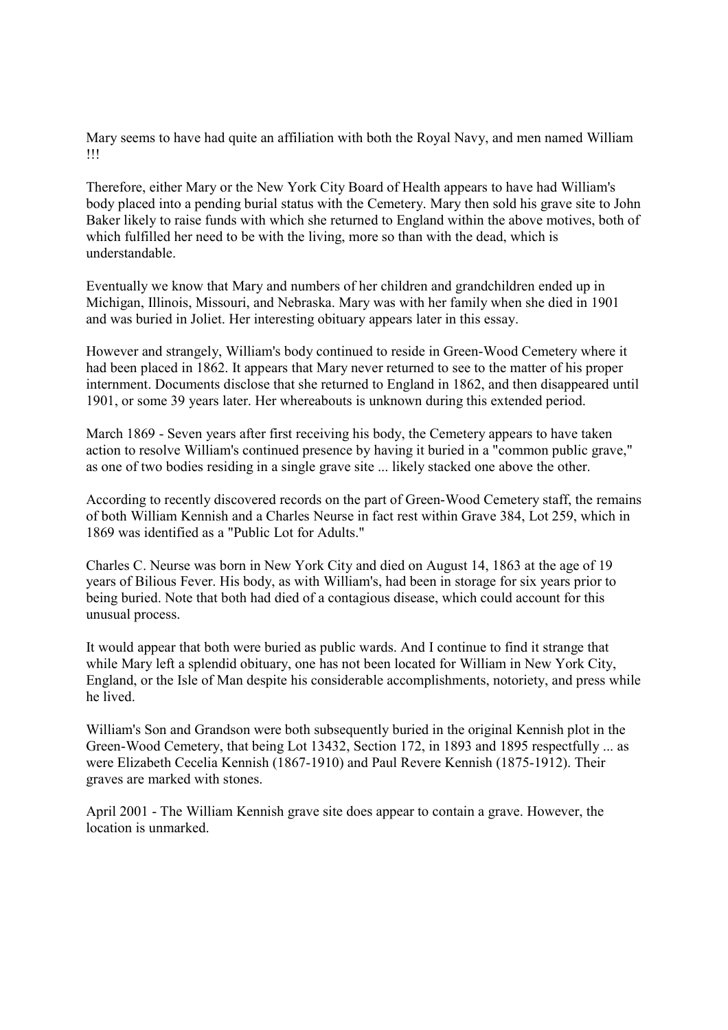Mary seems to have had quite an affiliation with both the Royal Navy, and men named William !!!

Therefore, either Mary or the New York City Board of Health appears to have had William's body placed into a pending burial status with the Cemetery. Mary then sold his grave site to John Baker likely to raise funds with which she returned to England within the above motives, both of which fulfilled her need to be with the living, more so than with the dead, which is understandable.

Eventually we know that Mary and numbers of her children and grandchildren ended up in Michigan, Illinois, Missouri, and Nebraska. Mary was with her family when she died in 1901 and was buried in Joliet. Her interesting obituary appears later in this essay.

However and strangely, William's body continued to reside in Green-Wood Cemetery where it had been placed in 1862. It appears that Mary never returned to see to the matter of his proper internment. Documents disclose that she returned to England in 1862, and then disappeared until 1901, or some 39 years later. Her whereabouts is unknown during this extended period.

March 1869 - Seven years after first receiving his body, the Cemetery appears to have taken action to resolve William's continued presence by having it buried in a "common public grave," as one of two bodies residing in a single grave site ... likely stacked one above the other.

According to recently discovered records on the part of Green-Wood Cemetery staff, the remains of both William Kennish and a Charles Neurse in fact rest within Grave 384, Lot 259, which in 1869 was identified as a "Public Lot for Adults."

Charles C. Neurse was born in New York City and died on August 14, 1863 at the age of 19 years of Bilious Fever. His body, as with William's, had been in storage for six years prior to being buried. Note that both had died of a contagious disease, which could account for this unusual process.

It would appear that both were buried as public wards. And I continue to find it strange that while Mary left a splendid obituary, one has not been located for William in New York City, England, or the Isle of Man despite his considerable accomplishments, notoriety, and press while he lived.

William's Son and Grandson were both subsequently buried in the original Kennish plot in the Green-Wood Cemetery, that being Lot 13432, Section 172, in 1893 and 1895 respectfully ... as were Elizabeth Cecelia Kennish (1867-1910) and Paul Revere Kennish (1875-1912). Their graves are marked with stones.

April 2001 - The William Kennish grave site does appear to contain a grave. However, the location is unmarked.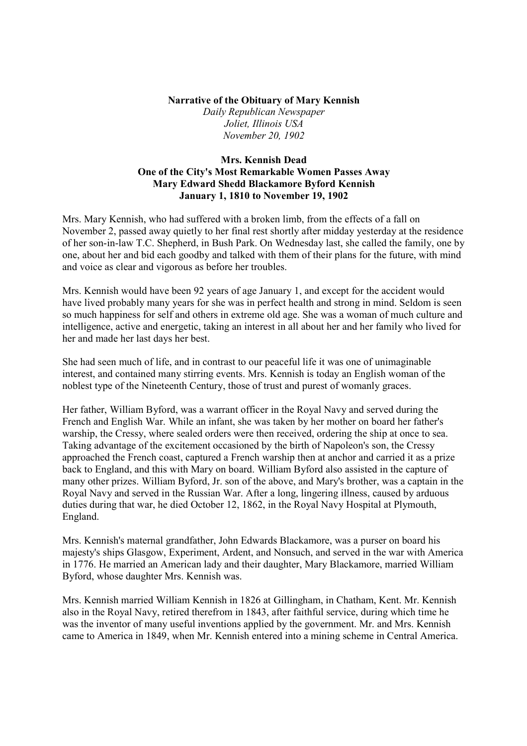**Narrative of the Obituary of Mary Kennish**
*Daily Republican Newspaper*
*Joliet, Illinois USA*
*November 20, 1902*

**Mrs. Kennish Dead**
**One of the City's Most Remarkable Women Passes Away**
**Mary Edward Shedd Blackamore Byford Kennish**
**January 1, 1810 to November 19, 1902**

Mrs. Mary Kennish, who had suffered with a broken limb, from the effects of a fall on November 2, passed away quietly to her final rest shortly after midday yesterday at the residence of her son-in-law T.C. Shepherd, in Bush Park. On Wednesday last, she called the family, one by one, about her and bid each goodby and talked with them of their plans for the future, with mind and voice as clear and vigorous as before her troubles.

Mrs. Kennish would have been 92 years of age January 1, and except for the accident would have lived probably many years for she was in perfect health and strong in mind. Seldom is seen so much happiness for self and others in extreme old age. She was a woman of much culture and intelligence, active and energetic, taking an interest in all about her and her family who lived for her and made her last days her best.

She had seen much of life, and in contrast to our peaceful life it was one of unimaginable interest, and contained many stirring events. Mrs. Kennish is today an English woman of the noblest type of the Nineteenth Century, those of trust and purest of womanly graces.

Her father, William Byford, was a warrant officer in the Royal Navy and served during the French and English War. While an infant, she was taken by her mother on board her father's warship, the Cressy, where sealed orders were then received, ordering the ship at once to sea. Taking advantage of the excitement occasioned by the birth of Napoleon's son, the Cressy approached the French coast, captured a French warship then at anchor and carried it as a prize back to England, and this with Mary on board. William Byford also assisted in the capture of many other prizes. William Byford, Jr. son of the above, and Mary's brother, was a captain in the Royal Navy and served in the Russian War. After a long, lingering illness, caused by arduous duties during that war, he died October 12, 1862, in the Royal Navy Hospital at Plymouth, England.

Mrs. Kennish's maternal grandfather, John Edwards Blackamore, was a purser on board his majesty's ships Glasgow, Experiment, Ardent, and Nonsuch, and served in the war with America in 1776. He married an American lady and their daughter, Mary Blackamore, married William Byford, whose daughter Mrs. Kennish was.

Mrs. Kennish married William Kennish in 1826 at Gillingham, in Chatham, Kent. Mr. Kennish also in the Royal Navy, retired therefrom in 1843, after faithful service, during which time he was the inventor of many useful inventions applied by the government. Mr. and Mrs. Kennish came to America in 1849, when Mr. Kennish entered into a mining scheme in Central America.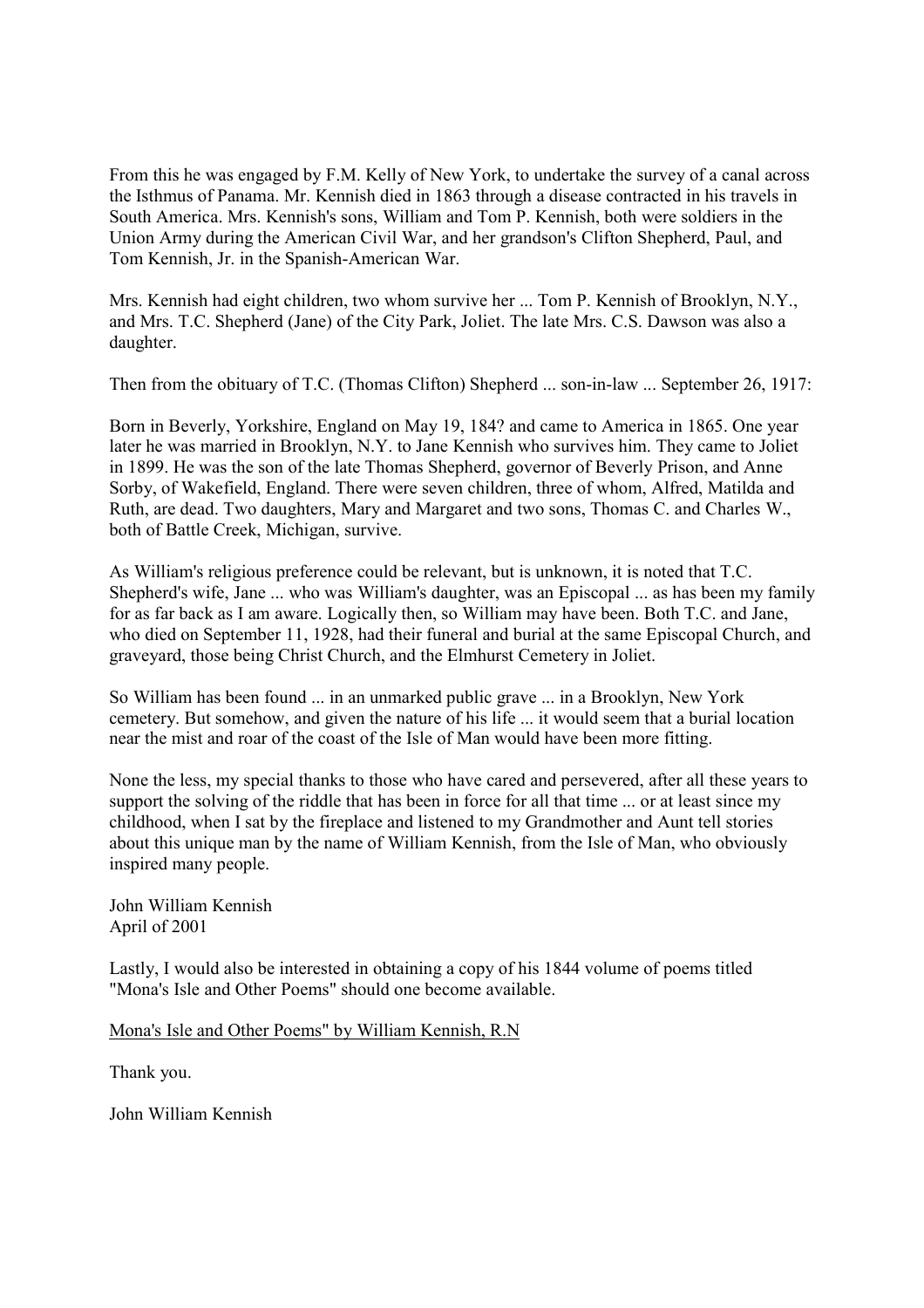From this he was engaged by F.M. Kelly of New York, to undertake the survey of a canal across the Isthmus of Panama. Mr. Kennish died in 1863 through a disease contracted in his travels in South America. Mrs. Kennish's sons, William and Tom P. Kennish, both were soldiers in the Union Army during the American Civil War, and her grandson's Clifton Shepherd, Paul, and Tom Kennish, Jr. in the Spanish-American War.

Mrs. Kennish had eight children, two whom survive her ... Tom P. Kennish of Brooklyn, N.Y., and Mrs. T.C. Shepherd (Jane) of the City Park, Joliet. The late Mrs. C.S. Dawson was also a daughter.

Then from the obituary of T.C. (Thomas Clifton) Shepherd ... son-in-law ... September 26, 1917:

Born in Beverly, Yorkshire, England on May 19, 184? and came to America in 1865. One year later he was married in Brooklyn, N.Y. to Jane Kennish who survives him. They came to Joliet in 1899. He was the son of the late Thomas Shepherd, governor of Beverly Prison, and Anne Sorby, of Wakefield, England. There were seven children, three of whom, Alfred, Matilda and Ruth, are dead. Two daughters, Mary and Margaret and two sons, Thomas C. and Charles W., both of Battle Creek, Michigan, survive.

As William's religious preference could be relevant, but is unknown, it is noted that T.C. Shepherd's wife, Jane ... who was William's daughter, was an Episcopal ... as has been my family for as far back as I am aware. Logically then, so William may have been. Both T.C. and Jane, who died on September 11, 1928, had their funeral and burial at the same Episcopal Church, and graveyard, those being Christ Church, and the Elmhurst Cemetery in Joliet.

So William has been found ... in an unmarked public grave ... in a Brooklyn, New York cemetery. But somehow, and given the nature of his life ... it would seem that a burial location near the mist and roar of the coast of the Isle of Man would have been more fitting.

None the less, my special thanks to those who have cared and persevered, after all these years to support the solving of the riddle that has been in force for all that time ... or at least since my childhood, when I sat by the fireplace and listened to my Grandmother and Aunt tell stories about this unique man by the name of William Kennish, from the Isle of Man, who obviously inspired many people.

John William Kennish
April of 2001

Lastly, I would also be interested in obtaining a copy of his 1844 volume of poems titled "Mona's Isle and Other Poems" should one become available.

Mona's Isle and Other Poems" by William Kennish, R.N

Thank you.

John William Kennish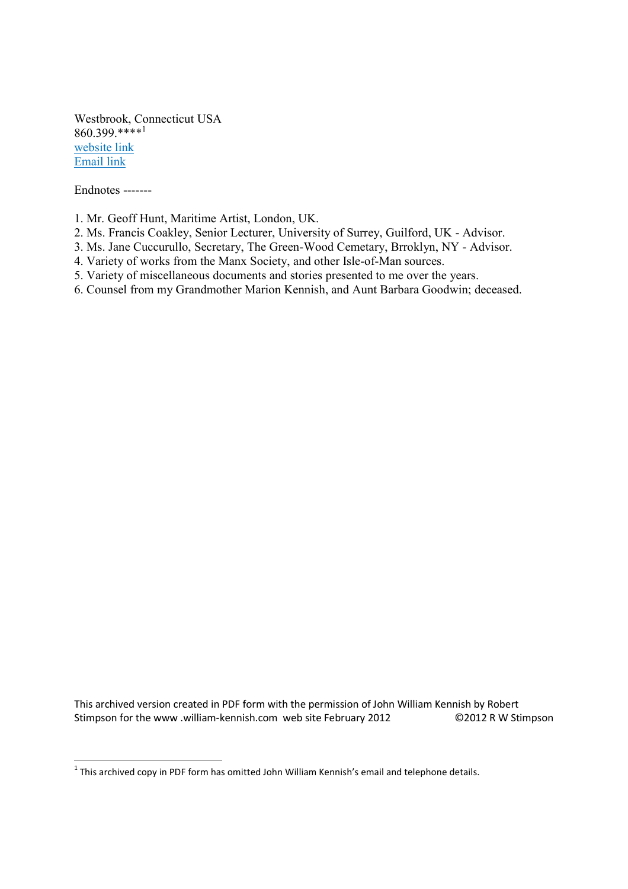Westbrook, Connecticut USA
860.399.****[1]
[website link]
[Email link]

Endnotes -------

1. Mr. Geoff Hunt, Maritime Artist, London, UK.
2. Ms. Francis Coakley, Senior Lecturer, University of Surrey, Guilford, UK - Advisor.
3. Ms. Jane Cuccurullo, Secretary, The Green-Wood Cemetary, Brroklyn, NY - Advisor.
4. Variety of works from the Manx Society, and other Isle-of-Man sources.
5. Variety of miscellaneous documents and stories presented to me over the years.
6. Counsel from my Grandmother Marion Kennish, and Aunt Barbara Goodwin; deceased.

This archived version created in PDF form with the permission of John William Kennish by Robert Stimpson for the www .william-kennish.com web site February 2012 ©2012 R W Stimpson

[1] This archived copy in PDF form has omitted John William Kennish's email and telephone details.